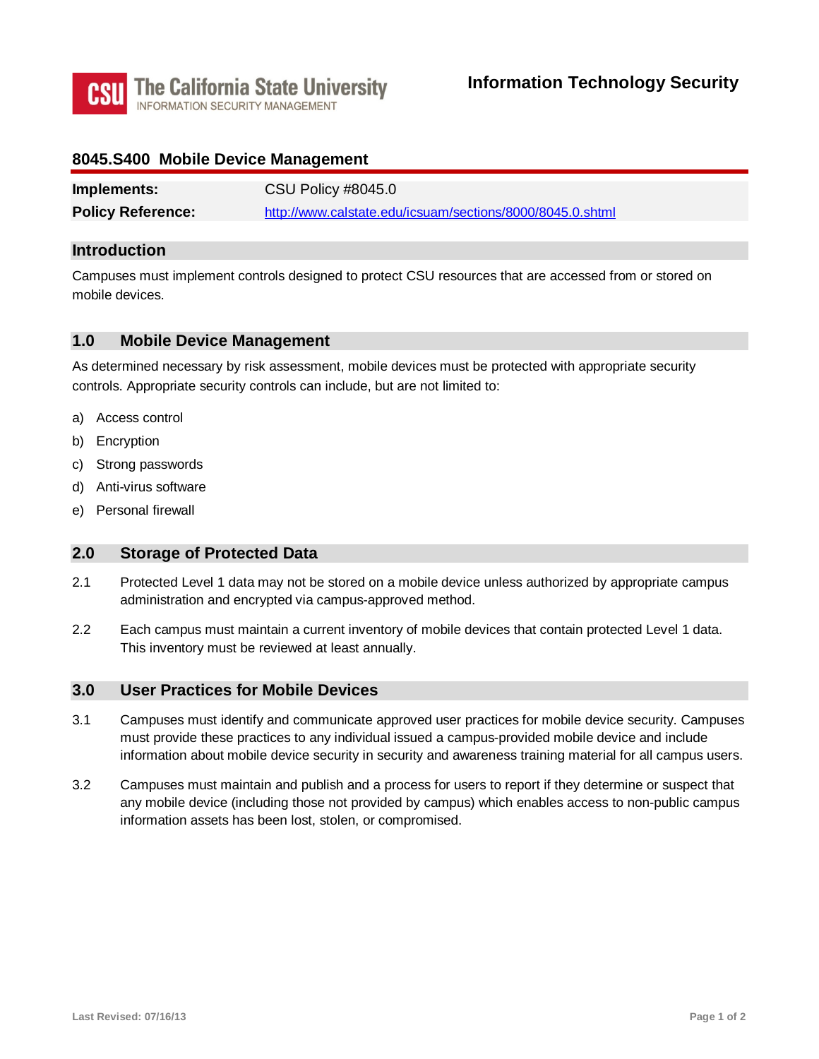The California State University
INFORMATION SECURITY MANAGEMENT

**Information Technology Security**

# 8045.S400 Mobile Device Management

| | |
|---|---|
| **Implements:** | CSU Policy #8045.0 |
| **Policy Reference:** | http://www.calstate.edu/icsuam/sections/8000/8045.0.shtml |

## Introduction

Campuses must implement controls designed to protect CSU resources that are accessed from or stored on mobile devices.

## 1.0 Mobile Device Management

As determined necessary by risk assessment, mobile devices must be protected with appropriate security controls. Appropriate security controls can include, but are not limited to:

a) Access control

b) Encryption

c) Strong passwords

d) Anti-virus software

e) Personal firewall

## 2.0 Storage of Protected Data

2.1 Protected Level 1 data may not be stored on a mobile device unless authorized by appropriate campus administration and encrypted via campus-approved method.

2.2 Each campus must maintain a current inventory of mobile devices that contain protected Level 1 data. This inventory must be reviewed at least annually.

## 3.0 User Practices for Mobile Devices

3.1 Campuses must identify and communicate approved user practices for mobile device security. Campuses must provide these practices to any individual issued a campus-provided mobile device and include information about mobile device security in security and awareness training material for all campus users.

3.2 Campuses must maintain and publish and a process for users to report if they determine or suspect that any mobile device (including those not provided by campus) which enables access to non-public campus information assets has been lost, stolen, or compromised.

Last Revised: 07/16/13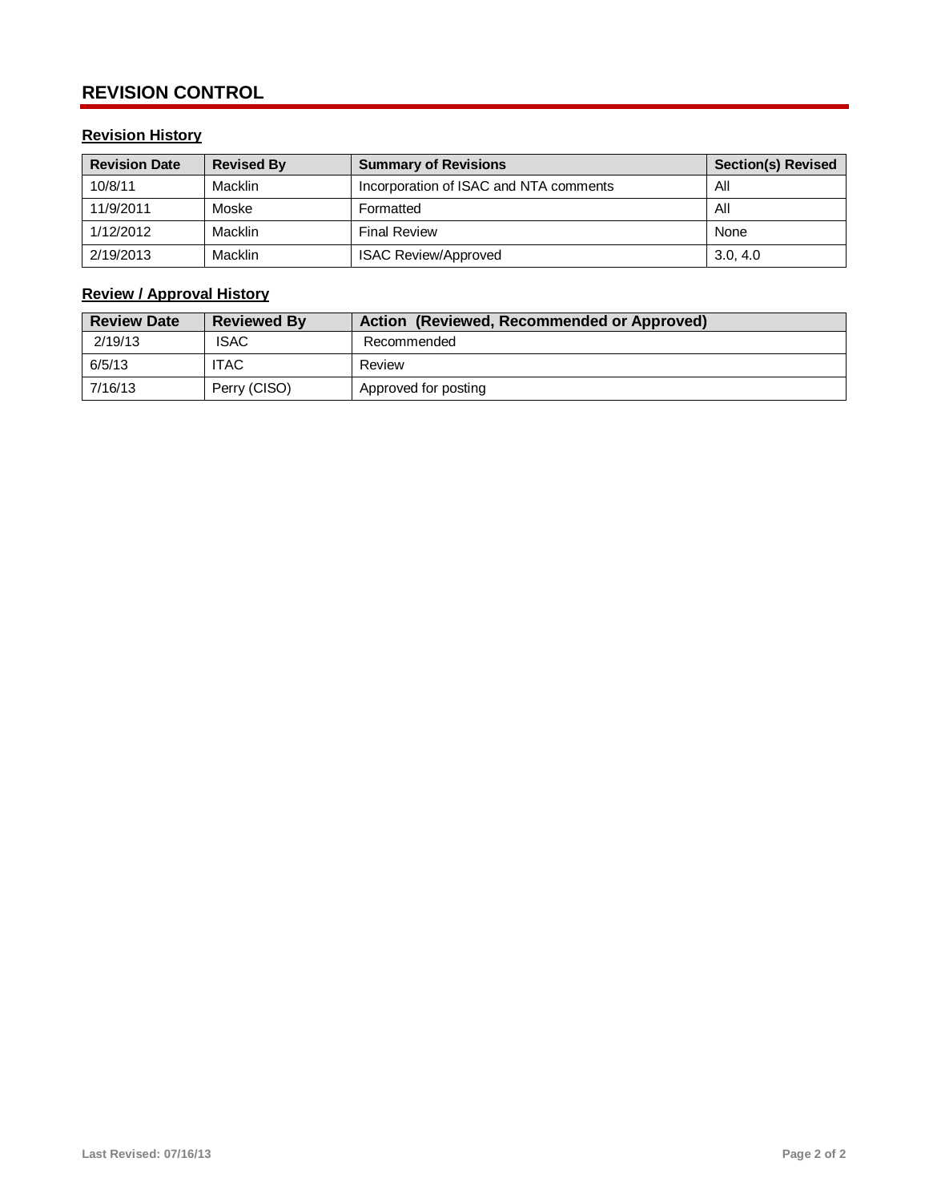## REVISION CONTROL

### Revision History

| Revision Date | Revised By | Summary of Revisions | Section(s) Revised |
|---|---|---|---|
| 10/8/11 | Macklin | Incorporation of ISAC and NTA comments | All |
| 11/9/2011 | Moske | Formatted | All |
| 1/12/2012 | Macklin | Final Review | None |
| 2/19/2013 | Macklin | ISAC Review/Approved | 3.0, 4.0 |

### Review / Approval History

| Review Date | Reviewed By | Action (Reviewed, Recommended or Approved) |
|---|---|---|
| 2/19/13 | ISAC | Recommended |
| 6/5/13 | ITAC | Review |
| 7/16/13 | Perry (CISO) | Approved for posting |